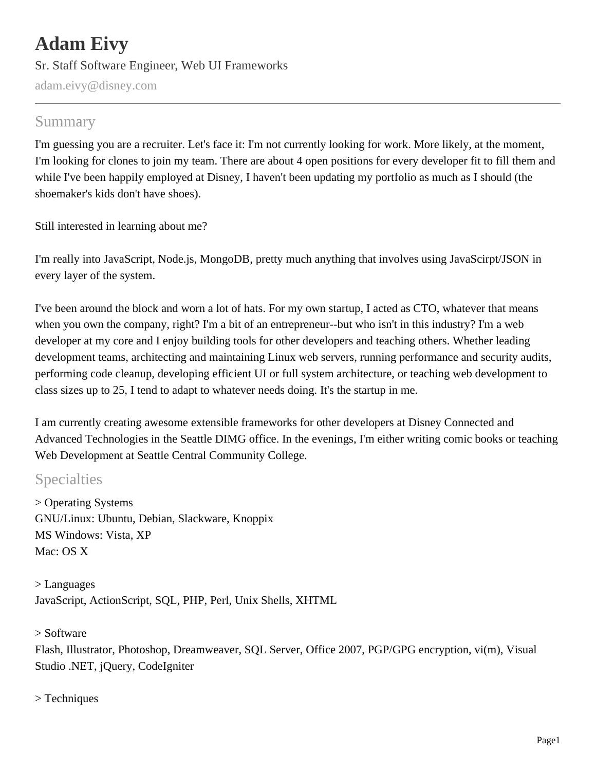# Adam Eivy

Sr. Staff Software Engineer, Web UI Frameworks

adam.eivy@disney.com

## Summary

I'm guessing you are a recruiter. Let's face it: I'm not currently looking for work. More likely, at the moment, I'm looking for clones to join my team. There are about 4 open positions for every developer fit to fill them and while I've been happily employed at Disney, I haven't been updating my portfolio as much as I should (the shoemaker's kids don't have shoes).

Still interested in learning about me?

I'm really into JavaScript, Node.js, MongoDB, pretty much anything that involves using JavaScirpt/JSON in every layer of the system.

I've been around the block and worn a lot of hats. For my own startup, I acted as CTO, whatever that means when you own the company, right? I'm a bit of an entrepreneur--but who isn't in this industry? I'm a web developer at my core and I enjoy building tools for other developers and teaching others. Whether leading development teams, architecting and maintaining Linux web servers, running performance and security audits, performing code cleanup, developing efficient UI or full system architecture, or teaching web development to class sizes up to 25, I tend to adapt to whatever needs doing. It's the startup in me.

I am currently creating awesome extensible frameworks for other developers at Disney Connected and Advanced Technologies in the Seattle DIMG office. In the evenings, I'm either writing comic books or teaching Web Development at Seattle Central Community College.

## Specialties

> Operating Systems
GNU/Linux: Ubuntu, Debian, Slackware, Knoppix
MS Windows: Vista, XP
Mac: OS X

> Languages
JavaScript, ActionScript, SQL, PHP, Perl, Unix Shells, XHTML

> Software
Flash, Illustrator, Photoshop, Dreamweaver, SQL Server, Office 2007, PGP/GPG encryption, vi(m), Visual Studio .NET, jQuery, CodeIgniter

> Techniques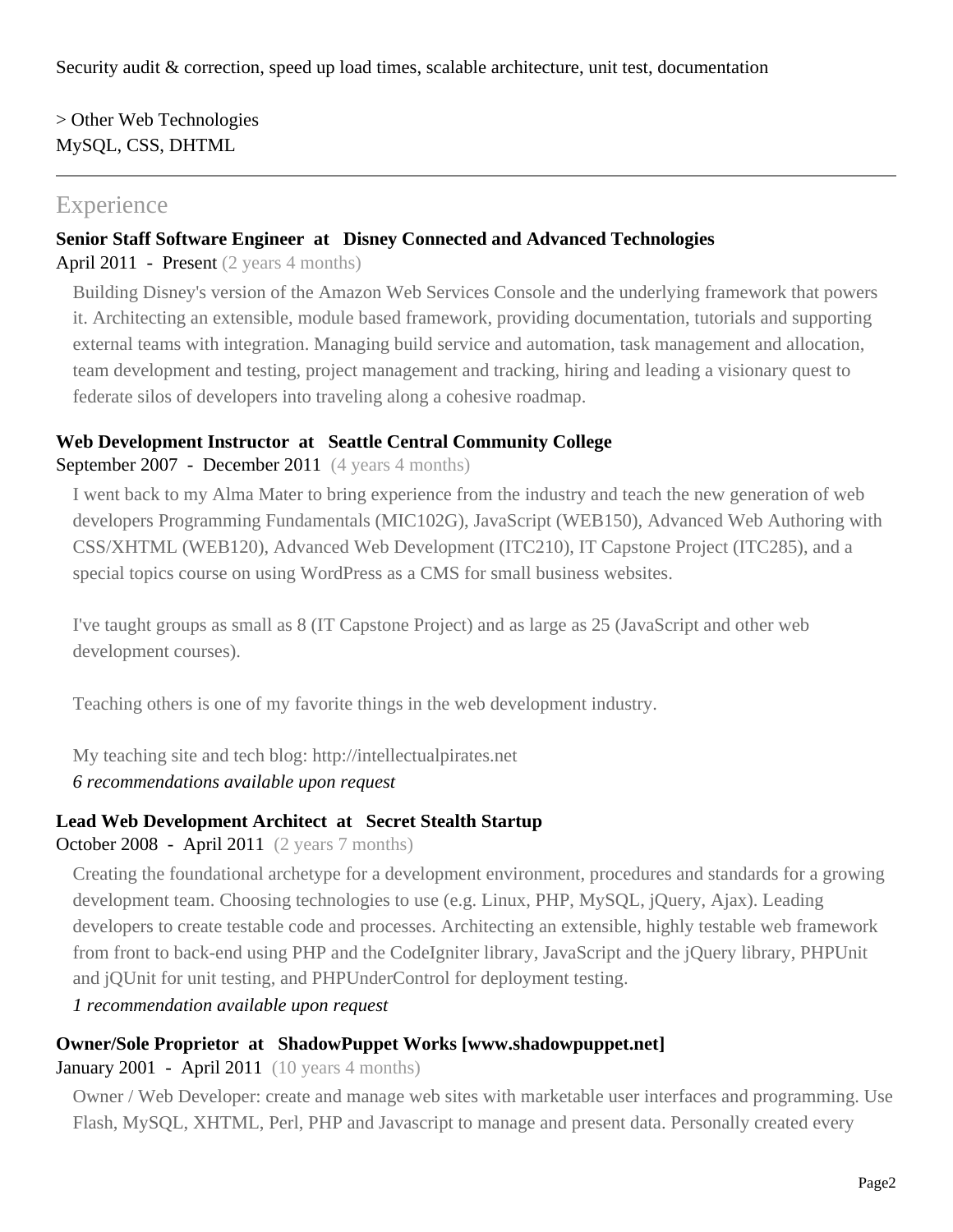Security audit & correction, speed up load times, scalable architecture, unit test, documentation

> Other Web Technologies
MySQL, CSS, DHTML

---

## Experience

**Senior Staff Software Engineer at Disney Connected and Advanced Technologies**
April 2011 - Present (2 years 4 months)

Building Disney's version of the Amazon Web Services Console and the underlying framework that powers it. Architecting an extensible, module based framework, providing documentation, tutorials and supporting external teams with integration. Managing build service and automation, task management and allocation, team development and testing, project management and tracking, hiring and leading a visionary quest to federate silos of developers into traveling along a cohesive roadmap.

**Web Development Instructor at Seattle Central Community College**
September 2007 - December 2011 (4 years 4 months)

I went back to my Alma Mater to bring experience from the industry and teach the new generation of web developers Programming Fundamentals (MIC102G), JavaScript (WEB150), Advanced Web Authoring with CSS/XHTML (WEB120), Advanced Web Development (ITC210), IT Capstone Project (ITC285), and a special topics course on using WordPress as a CMS for small business websites.

I've taught groups as small as 8 (IT Capstone Project) and as large as 25 (JavaScript and other web development courses).

Teaching others is one of my favorite things in the web development industry.

My teaching site and tech blog: http://intellectualpirates.net
*6 recommendations available upon request*

**Lead Web Development Architect at Secret Stealth Startup**
October 2008 - April 2011 (2 years 7 months)

Creating the foundational archetype for a development environment, procedures and standards for a growing development team. Choosing technologies to use (e.g. Linux, PHP, MySQL, jQuery, Ajax). Leading developers to create testable code and processes. Architecting an extensible, highly testable web framework from front to back-end using PHP and the CodeIgniter library, JavaScript and the jQuery library, PHPUnit and jQUnit for unit testing, and PHPUnderControl for deployment testing.
*1 recommendation available upon request*

**Owner/Sole Proprietor at ShadowPuppet Works [www.shadowpuppet.net]**
January 2001 - April 2011 (10 years 4 months)

Owner / Web Developer: create and manage web sites with marketable user interfaces and programming. Use Flash, MySQL, XHTML, Perl, PHP and Javascript to manage and present data. Personally created every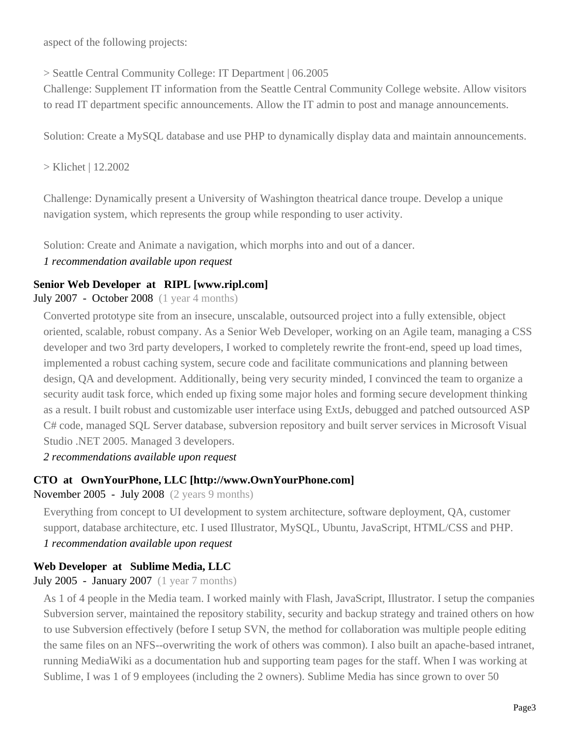aspect of the following projects:

> Seattle Central Community College: IT Department | 06.2005

Challenge: Supplement IT information from the Seattle Central Community College website. Allow visitors to read IT department specific announcements. Allow the IT admin to post and manage announcements.

Solution: Create a MySQL database and use PHP to dynamically display data and maintain announcements.

> Klichet | 12.2002

Challenge: Dynamically present a University of Washington theatrical dance troupe. Develop a unique navigation system, which represents the group while responding to user activity.

Solution: Create and Animate a navigation, which morphs into and out of a dancer.

*1 recommendation available upon request*

**Senior Web Developer at RIPL [www.ripl.com]**

July 2007 - October 2008 (1 year 4 months)

Converted prototype site from an insecure, unscalable, outsourced project into a fully extensible, object oriented, scalable, robust company. As a Senior Web Developer, working on an Agile team, managing a CSS developer and two 3rd party developers, I worked to completely rewrite the front-end, speed up load times, implemented a robust caching system, secure code and facilitate communications and planning between design, QA and development. Additionally, being very security minded, I convinced the team to organize a security audit task force, which ended up fixing some major holes and forming secure development thinking as a result. I built robust and customizable user interface using ExtJs, debugged and patched outsourced ASP C# code, managed SQL Server database, subversion repository and built server services in Microsoft Visual Studio .NET 2005. Managed 3 developers.

*2 recommendations available upon request*

**CTO at OwnYourPhone, LLC [http://www.OwnYourPhone.com]**

November 2005 - July 2008 (2 years 9 months)

Everything from concept to UI development to system architecture, software deployment, QA, customer support, database architecture, etc. I used Illustrator, MySQL, Ubuntu, JavaScript, HTML/CSS and PHP.

*1 recommendation available upon request*

**Web Developer at Sublime Media, LLC**

July 2005 - January 2007 (1 year 7 months)

As 1 of 4 people in the Media team. I worked mainly with Flash, JavaScript, Illustrator. I setup the companies Subversion server, maintained the repository stability, security and backup strategy and trained others on how to use Subversion effectively (before I setup SVN, the method for collaboration was multiple people editing the same files on an NFS--overwriting the work of others was common). I also built an apache-based intranet, running MediaWiki as a documentation hub and supporting team pages for the staff. When I was working at Sublime, I was 1 of 9 employees (including the 2 owners). Sublime Media has since grown to over 50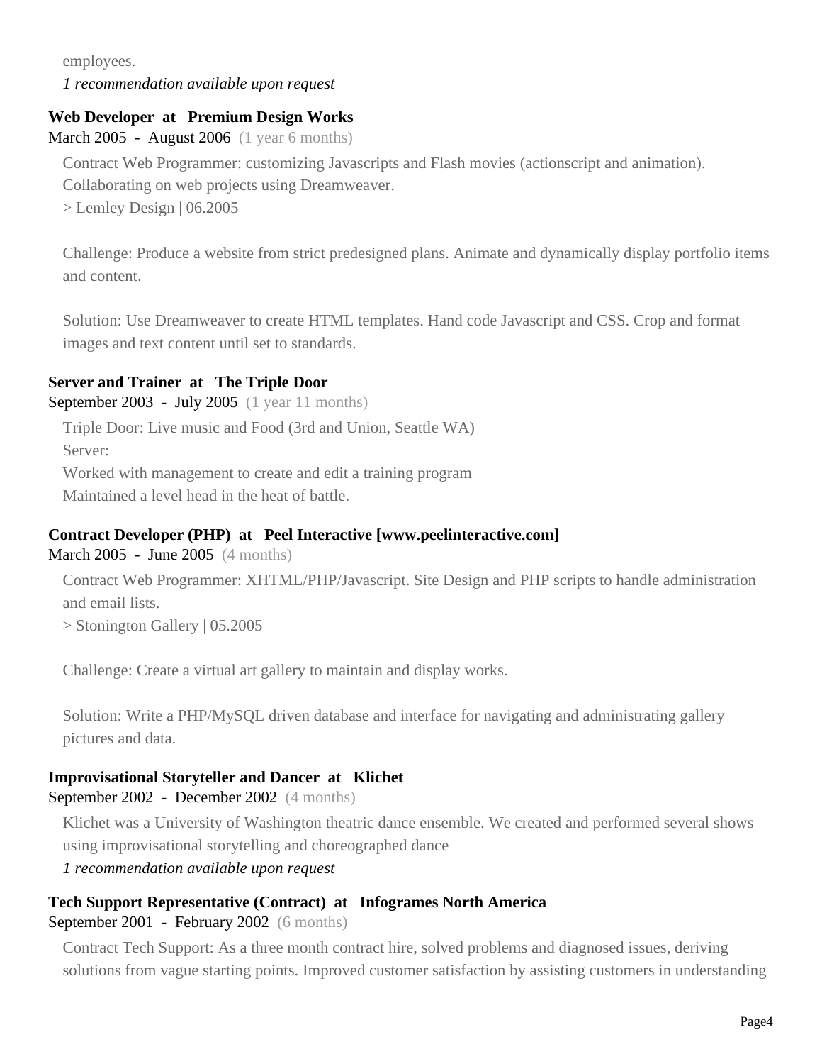employees.

*1 recommendation available upon request*

**Web Developer at Premium Design Works**

March 2005 - August 2006 (1 year 6 months)

Contract Web Programmer: customizing Javascripts and Flash movies (actionscript and animation). Collaborating on web projects using Dreamweaver.

> Lemley Design | 06.2005

Challenge: Produce a website from strict predesigned plans. Animate and dynamically display portfolio items and content.

Solution: Use Dreamweaver to create HTML templates. Hand code Javascript and CSS. Crop and format images and text content until set to standards.

**Server and Trainer at The Triple Door**

September 2003 - July 2005 (1 year 11 months)

Triple Door: Live music and Food (3rd and Union, Seattle WA)

Server:

Worked with management to create and edit a training program

Maintained a level head in the heat of battle.

**Contract Developer (PHP) at Peel Interactive [www.peelinteractive.com]**

March 2005 - June 2005 (4 months)

Contract Web Programmer: XHTML/PHP/Javascript. Site Design and PHP scripts to handle administration and email lists.

> Stonington Gallery | 05.2005

Challenge: Create a virtual art gallery to maintain and display works.

Solution: Write a PHP/MySQL driven database and interface for navigating and administrating gallery pictures and data.

**Improvisational Storyteller and Dancer at Klichet**

September 2002 - December 2002 (4 months)

Klichet was a University of Washington theatric dance ensemble. We created and performed several shows using improvisational storytelling and choreographed dance

*1 recommendation available upon request*

**Tech Support Representative (Contract) at Infogrames North America**

September 2001 - February 2002 (6 months)

Contract Tech Support: As a three month contract hire, solved problems and diagnosed issues, deriving solutions from vague starting points. Improved customer satisfaction by assisting customers in understanding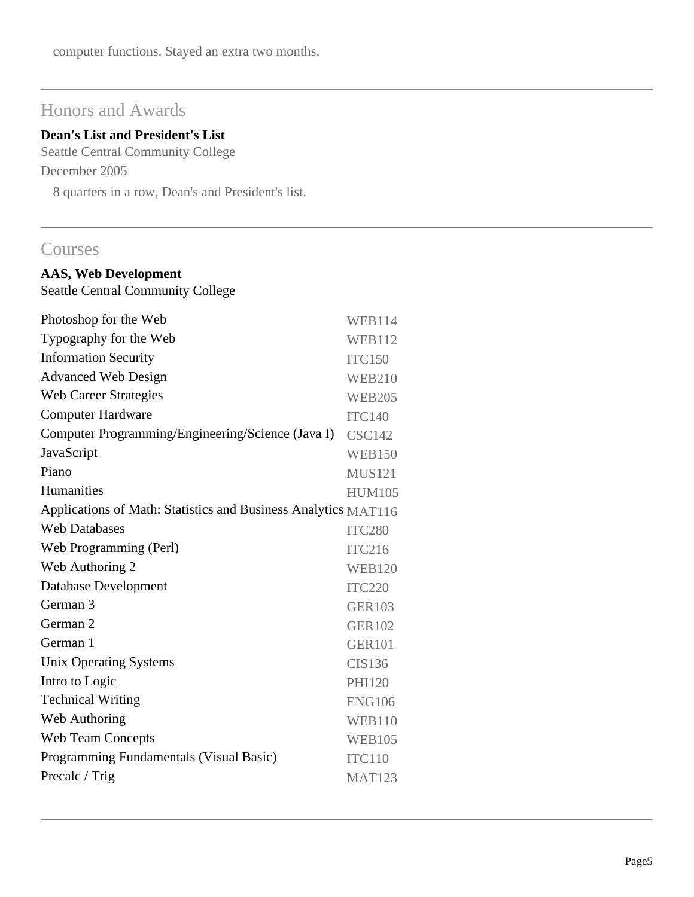computer functions. Stayed an extra two months.

---

## Honors and Awards

**Dean's List and President's List**
Seattle Central Community College
December 2005

8 quarters in a row, Dean's and President's list.

---

## Courses

**AAS, Web Development**
Seattle Central Community College

| Course | Code |
| --- | --- |
| Photoshop for the Web | WEB114 |
| Typography for the Web | WEB112 |
| Information Security | ITC150 |
| Advanced Web Design | WEB210 |
| Web Career Strategies | WEB205 |
| Computer Hardware | ITC140 |
| Computer Programming/Engineering/Science (Java I) | CSC142 |
| JavaScript | WEB150 |
| Piano | MUS121 |
| Humanities | HUM105 |
| Applications of Math: Statistics and Business Analytics | MAT116 |
| Web Databases | ITC280 |
| Web Programming (Perl) | ITC216 |
| Web Authoring 2 | WEB120 |
| Database Development | ITC220 |
| German 3 | GER103 |
| German 2 | GER102 |
| German 1 | GER101 |
| Unix Operating Systems | CIS136 |
| Intro to Logic | PHI120 |
| Technical Writing | ENG106 |
| Web Authoring | WEB110 |
| Web Team Concepts | WEB105 |
| Programming Fundamentals (Visual Basic) | ITC110 |
| Precalc / Trig | MAT123 |

---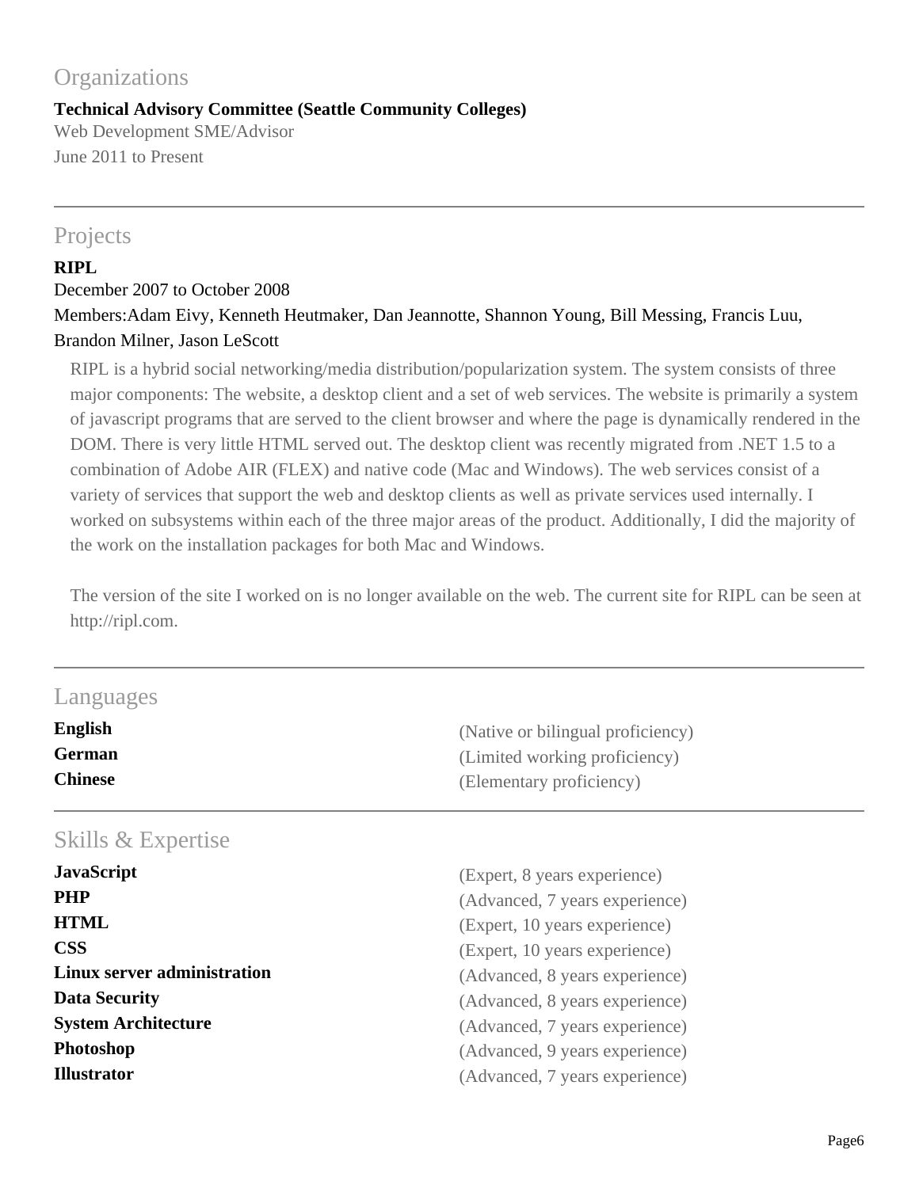## Organizations

**Technical Advisory Committee (Seattle Community Colleges)**
Web Development SME/Advisor
June 2011 to Present

---

## Projects

**RIPL**
December 2007 to October 2008
Members:Adam Eivy, Kenneth Heutmaker, Dan Jeannotte, Shannon Young, Bill Messing, Francis Luu, Brandon Milner, Jason LeScott

RIPL is a hybrid social networking/media distribution/popularization system. The system consists of three major components: The website, a desktop client and a set of web services. The website is primarily a system of javascript programs that are served to the client browser and where the page is dynamically rendered in the DOM. There is very little HTML served out. The desktop client was recently migrated from .NET 1.5 to a combination of Adobe AIR (FLEX) and native code (Mac and Windows). The web services consist of a variety of services that support the web and desktop clients as well as private services used internally. I worked on subsystems within each of the three major areas of the product. Additionally, I did the majority of the work on the installation packages for both Mac and Windows.

The version of the site I worked on is no longer available on the web. The current site for RIPL can be seen at http://ripl.com.

---

## Languages

| | |
|---|---|
| **English** | (Native or bilingual proficiency) |
| **German** | (Limited working proficiency) |
| **Chinese** | (Elementary proficiency) |

---

## Skills & Expertise

| | |
|---|---|
| **JavaScript** | (Expert, 8 years experience) |
| **PHP** | (Advanced, 7 years experience) |
| **HTML** | (Expert, 10 years experience) |
| **CSS** | (Expert, 10 years experience) |
| **Linux server administration** | (Advanced, 8 years experience) |
| **Data Security** | (Advanced, 8 years experience) |
| **System Architecture** | (Advanced, 7 years experience) |
| **Photoshop** | (Advanced, 9 years experience) |
| **Illustrator** | (Advanced, 7 years experience) |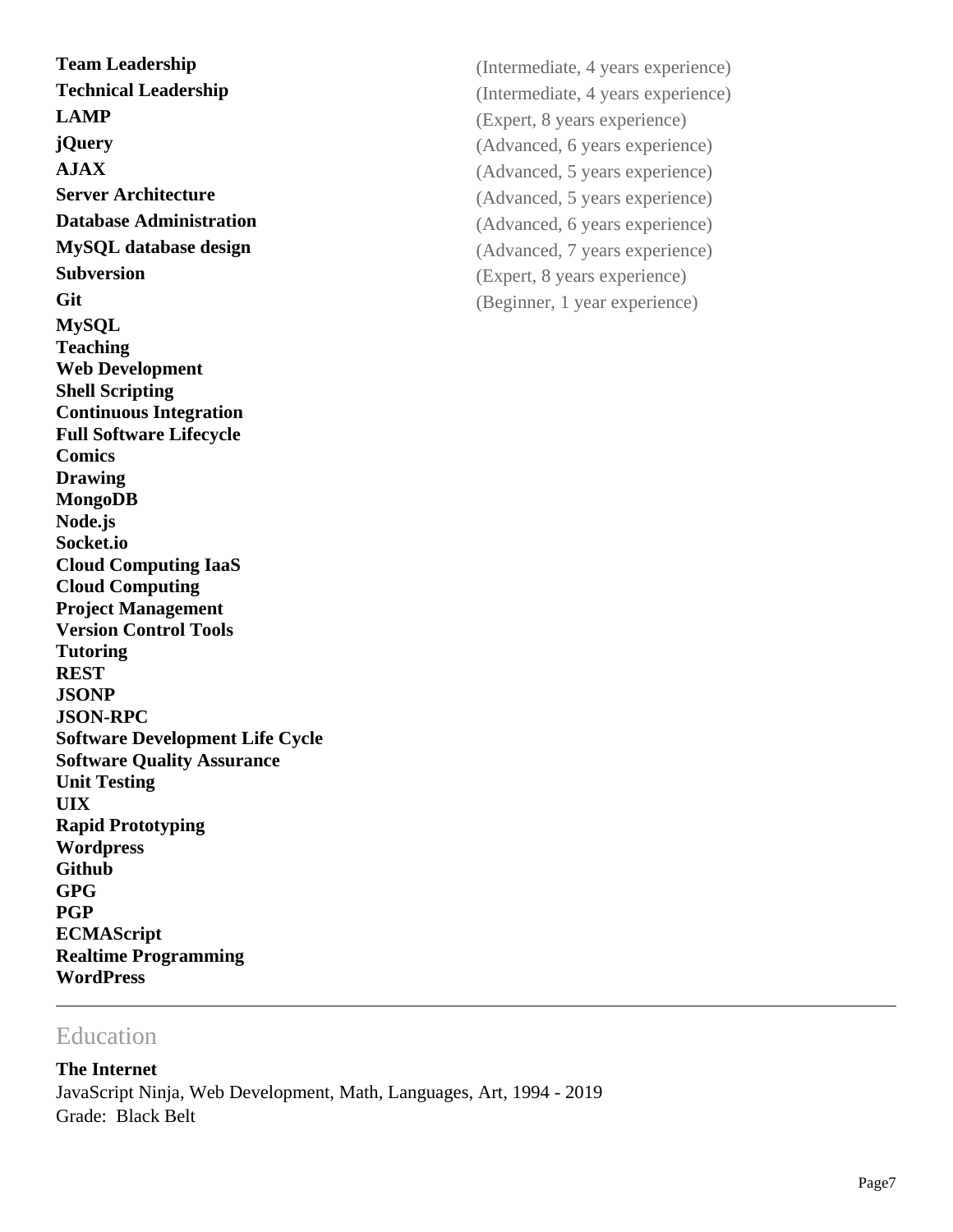**Team Leadership** (Intermediate, 4 years experience)
**Technical Leadership** (Intermediate, 4 years experience)
**LAMP** (Expert, 8 years experience)
**jQuery** (Advanced, 6 years experience)
**AJAX** (Advanced, 5 years experience)
**Server Architecture** (Advanced, 5 years experience)
**Database Administration** (Advanced, 6 years experience)
**MySQL database design** (Advanced, 7 years experience)
**Subversion** (Expert, 8 years experience)
**Git** (Beginner, 1 year experience)
**MySQL**
**Teaching**
**Web Development**
**Shell Scripting**
**Continuous Integration**
**Full Software Lifecycle**
**Comics**
**Drawing**
**MongoDB**
**Node.js**
**Socket.io**
**Cloud Computing IaaS**
**Cloud Computing**
**Project Management**
**Version Control Tools**
**Tutoring**
**REST**
**JSONP**
**JSON-RPC**
**Software Development Life Cycle**
**Software Quality Assurance**
**Unit Testing**
**UIX**
**Rapid Prototyping**
**Wordpress**
**Github**
**GPG**
**PGP**
**ECMAScript**
**Realtime Programming**
**WordPress**

---

## Education

**The Internet**
JavaScript Ninja, Web Development, Math, Languages, Art, 1994 - 2019
Grade: Black Belt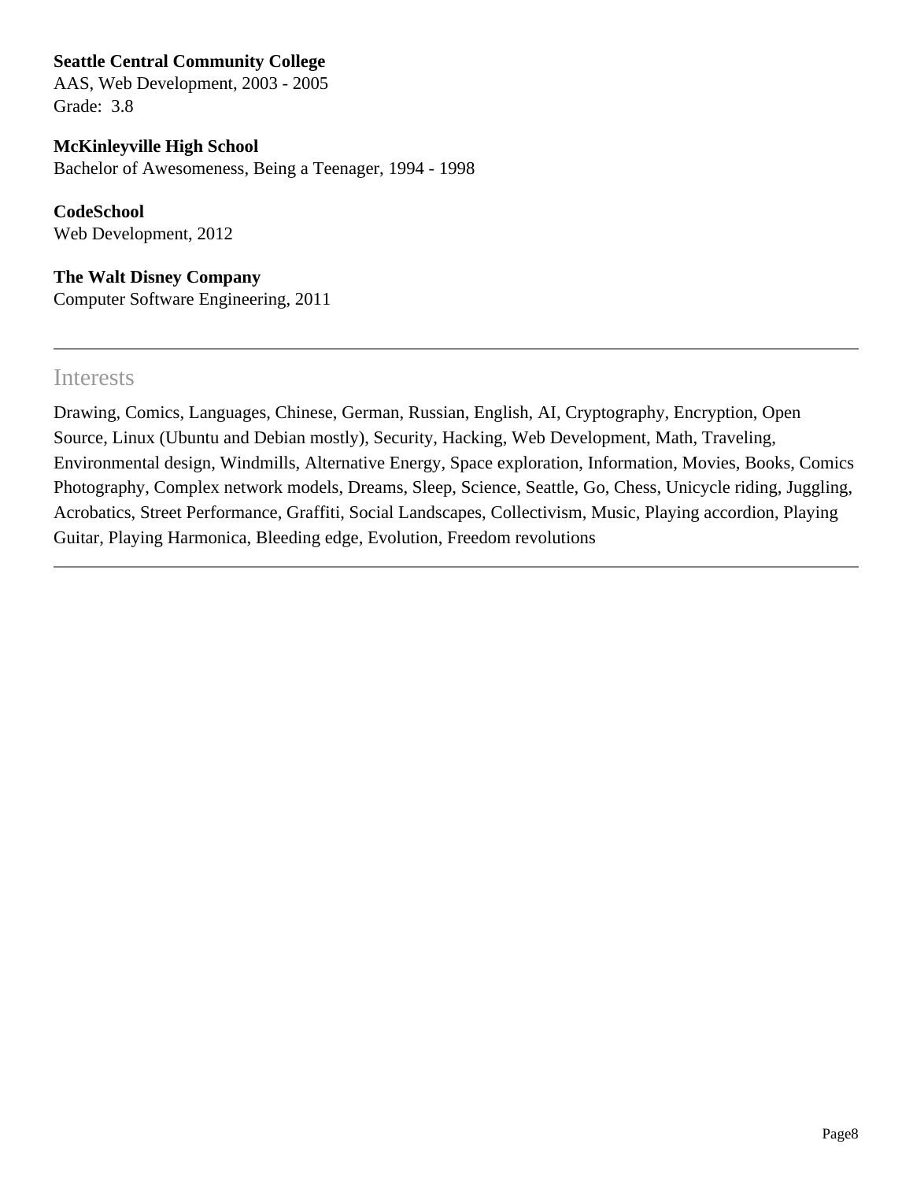**Seattle Central Community College**
AAS, Web Development, 2003 - 2005
Grade: 3.8

**McKinleyville High School**
Bachelor of Awesomeness, Being a Teenager, 1994 - 1998

**CodeSchool**
Web Development, 2012

**The Walt Disney Company**
Computer Software Engineering, 2011

---

## Interests

Drawing, Comics, Languages, Chinese, German, Russian, English, AI, Cryptography, Encryption, Open Source, Linux (Ubuntu and Debian mostly), Security, Hacking, Web Development, Math, Traveling, Environmental design, Windmills, Alternative Energy, Space exploration, Information, Movies, Books, Comics Photography, Complex network models, Dreams, Sleep, Science, Seattle, Go, Chess, Unicycle riding, Juggling, Acrobatics, Street Performance, Graffiti, Social Landscapes, Collectivism, Music, Playing accordion, Playing Guitar, Playing Harmonica, Bleeding edge, Evolution, Freedom revolutions

---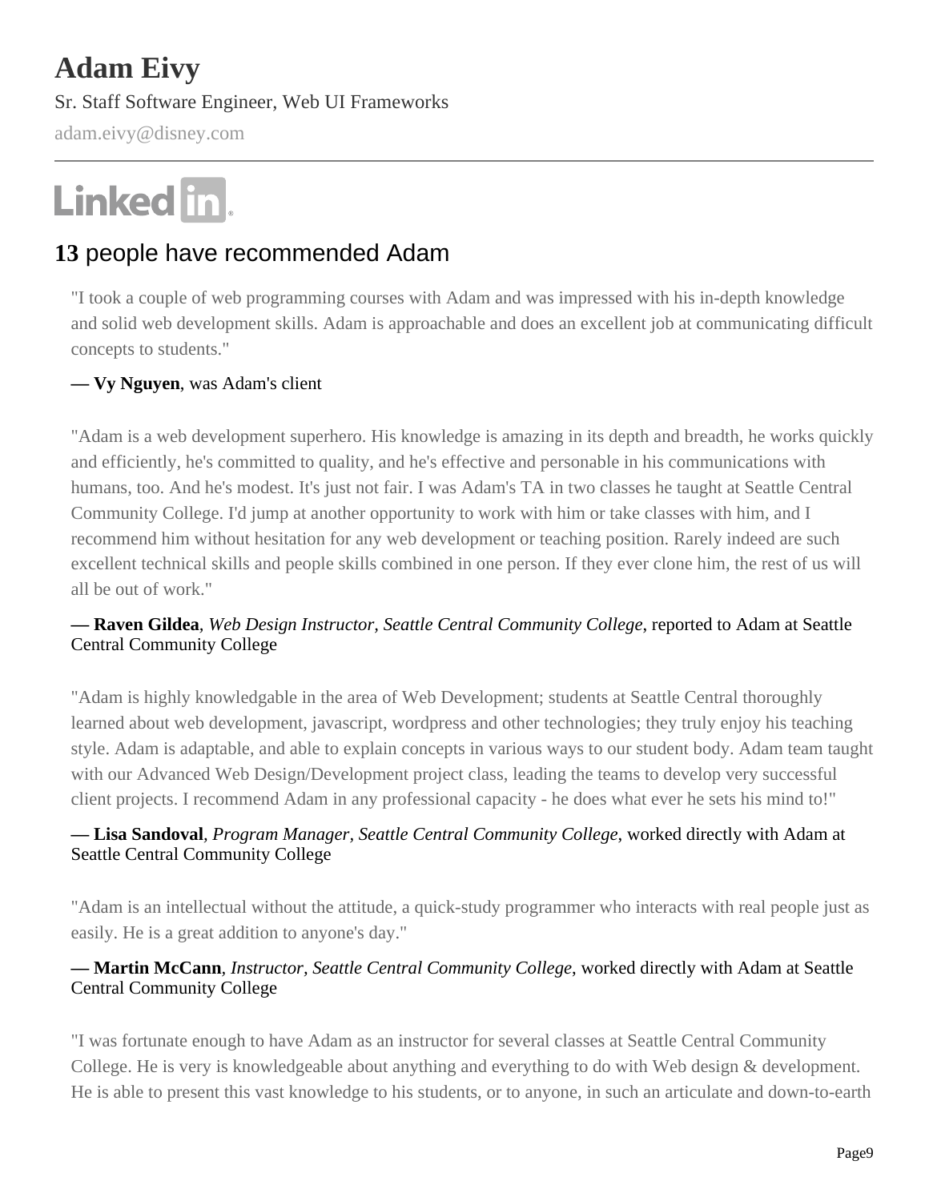# Adam Eivy

Sr. Staff Software Engineer, Web UI Frameworks

adam.eivy@disney.com

Linked in

## **13** people have recommended Adam

"I took a couple of web programming courses with Adam and was impressed with his in-depth knowledge and solid web development skills. Adam is approachable and does an excellent job at communicating difficult concepts to students."

**— Vy Nguyen**, was Adam's client

"Adam is a web development superhero. His knowledge is amazing in its depth and breadth, he works quickly and efficiently, he's committed to quality, and he's effective and personable in his communications with humans, too. And he's modest. It's just not fair. I was Adam's TA in two classes he taught at Seattle Central Community College. I'd jump at another opportunity to work with him or take classes with him, and I recommend him without hesitation for any web development or teaching position. Rarely indeed are such excellent technical skills and people skills combined in one person. If they ever clone him, the rest of us will all be out of work."

**— Raven Gildea**, *Web Design Instructor, Seattle Central Community College*, reported to Adam at Seattle Central Community College

"Adam is highly knowledgable in the area of Web Development; students at Seattle Central thoroughly learned about web development, javascript, wordpress and other technologies; they truly enjoy his teaching style. Adam is adaptable, and able to explain concepts in various ways to our student body. Adam team taught with our Advanced Web Design/Development project class, leading the teams to develop very successful client projects. I recommend Adam in any professional capacity - he does what ever he sets his mind to!"

**— Lisa Sandoval**, *Program Manager, Seattle Central Community College*, worked directly with Adam at Seattle Central Community College

"Adam is an intellectual without the attitude, a quick-study programmer who interacts with real people just as easily. He is a great addition to anyone's day."

**— Martin McCann**, *Instructor, Seattle Central Community College*, worked directly with Adam at Seattle Central Community College

"I was fortunate enough to have Adam as an instructor for several classes at Seattle Central Community College. He is very is knowledgeable about anything and everything to do with Web design & development. He is able to present this vast knowledge to his students, or to anyone, in such an articulate and down-to-earth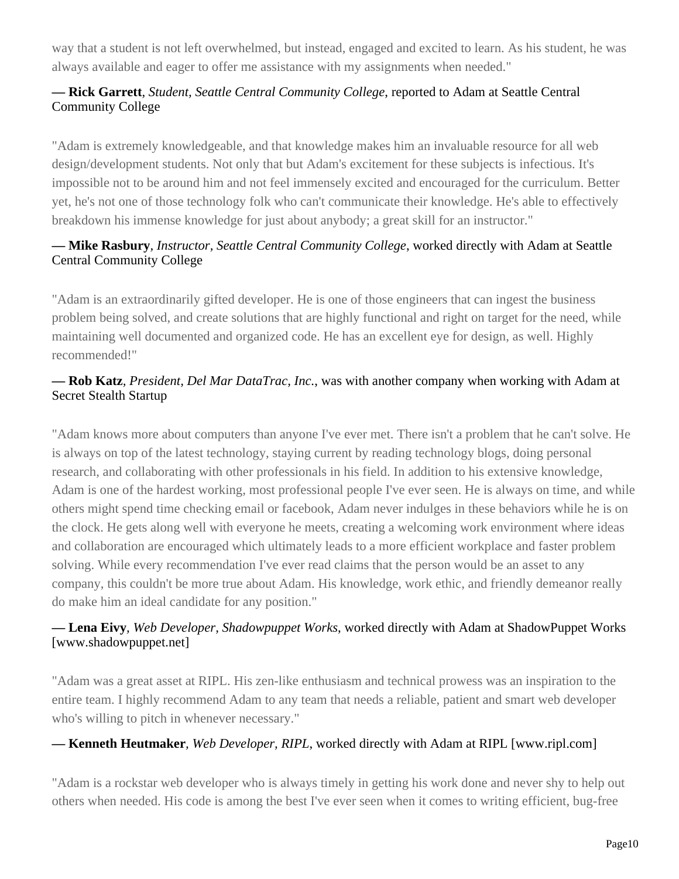way that a student is not left overwhelmed, but instead, engaged and excited to learn. As his student, he was always available and eager to offer me assistance with my assignments when needed."

**— Rick Garrett**, *Student, Seattle Central Community College*, reported to Adam at Seattle Central Community College

"Adam is extremely knowledgeable, and that knowledge makes him an invaluable resource for all web design/development students. Not only that but Adam's excitement for these subjects is infectious. It's impossible not to be around him and not feel immensely excited and encouraged for the curriculum. Better yet, he's not one of those technology folk who can't communicate their knowledge. He's able to effectively breakdown his immense knowledge for just about anybody; a great skill for an instructor."

**— Mike Rasbury**, *Instructor, Seattle Central Community College*, worked directly with Adam at Seattle Central Community College

"Adam is an extraordinarily gifted developer. He is one of those engineers that can ingest the business problem being solved, and create solutions that are highly functional and right on target for the need, while maintaining well documented and organized code. He has an excellent eye for design, as well. Highly recommended!"

**— Rob Katz**, *President, Del Mar DataTrac, Inc.*, was with another company when working with Adam at Secret Stealth Startup

"Adam knows more about computers than anyone I've ever met. There isn't a problem that he can't solve. He is always on top of the latest technology, staying current by reading technology blogs, doing personal research, and collaborating with other professionals in his field. In addition to his extensive knowledge, Adam is one of the hardest working, most professional people I've ever seen. He is always on time, and while others might spend time checking email or facebook, Adam never indulges in these behaviors while he is on the clock. He gets along well with everyone he meets, creating a welcoming work environment where ideas and collaboration are encouraged which ultimately leads to a more efficient workplace and faster problem solving. While every recommendation I've ever read claims that the person would be an asset to any company, this couldn't be more true about Adam. His knowledge, work ethic, and friendly demeanor really do make him an ideal candidate for any position."

**— Lena Eivy**, *Web Developer, Shadowpuppet Works*, worked directly with Adam at ShadowPuppet Works [www.shadowpuppet.net]

"Adam was a great asset at RIPL. His zen-like enthusiasm and technical prowess was an inspiration to the entire team. I highly recommend Adam to any team that needs a reliable, patient and smart web developer who's willing to pitch in whenever necessary."

**— Kenneth Heutmaker**, *Web Developer, RIPL*, worked directly with Adam at RIPL [www.ripl.com]

"Adam is a rockstar web developer who is always timely in getting his work done and never shy to help out others when needed. His code is among the best I've ever seen when it comes to writing efficient, bug-free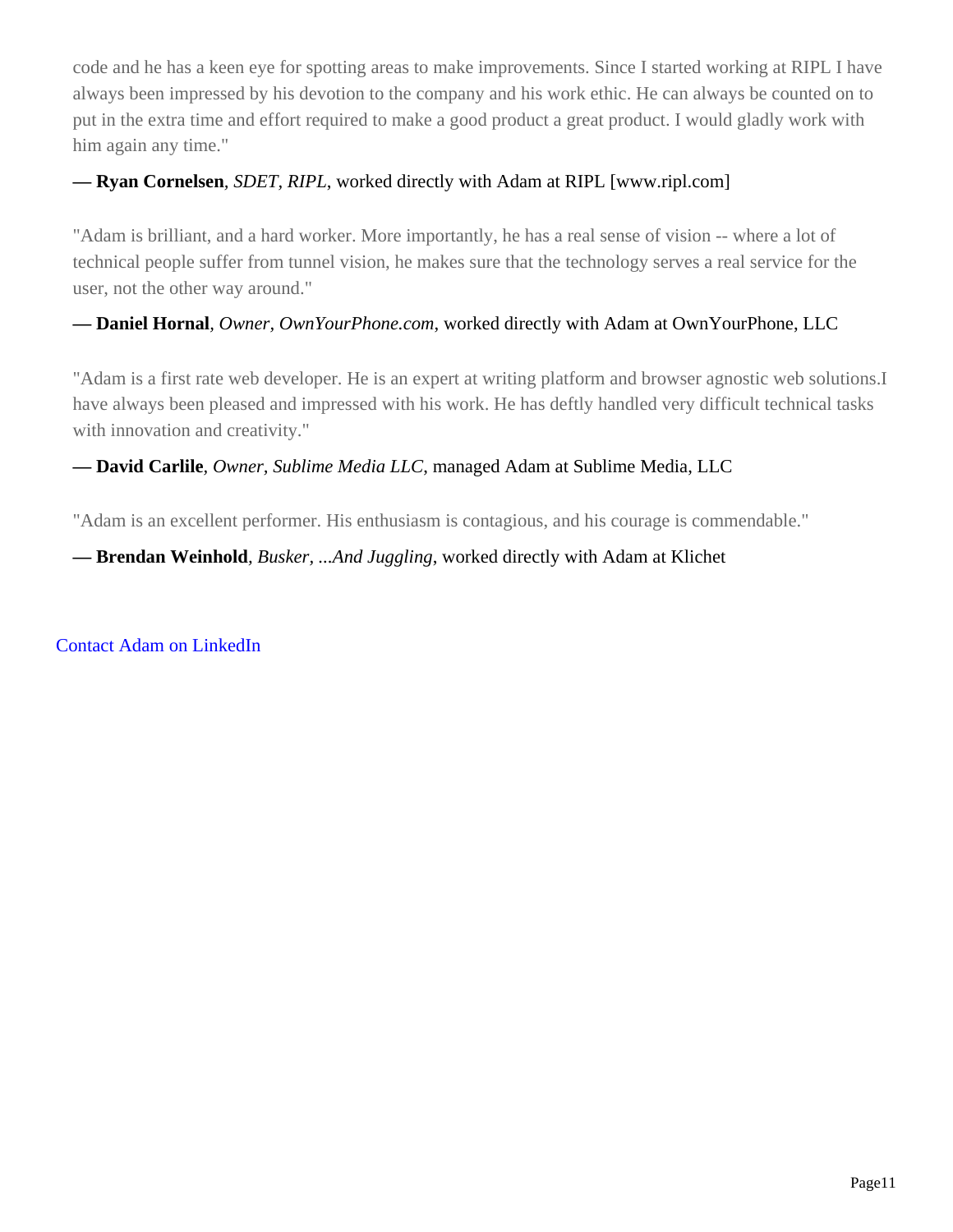code and he has a keen eye for spotting areas to make improvements. Since I started working at RIPL I have always been impressed by his devotion to the company and his work ethic. He can always be counted on to put in the extra time and effort required to make a good product a great product. I would gladly work with him again any time."

— **Ryan Cornelsen**, *SDET*, *RIPL*, worked directly with Adam at RIPL [www.ripl.com]

"Adam is brilliant, and a hard worker. More importantly, he has a real sense of vision -- where a lot of technical people suffer from tunnel vision, he makes sure that the technology serves a real service for the user, not the other way around."

— **Daniel Hornal**, *Owner*, *OwnYourPhone.com*, worked directly with Adam at OwnYourPhone, LLC

"Adam is a first rate web developer. He is an expert at writing platform and browser agnostic web solutions.I have always been pleased and impressed with his work. He has deftly handled very difficult technical tasks with innovation and creativity."

— **David Carlile**, *Owner*, *Sublime Media LLC*, managed Adam at Sublime Media, LLC

"Adam is an excellent performer. His enthusiasm is contagious, and his courage is commendable."

— **Brendan Weinhold**, *Busker*, *...And Juggling*, worked directly with Adam at Klichet

Contact Adam on LinkedIn